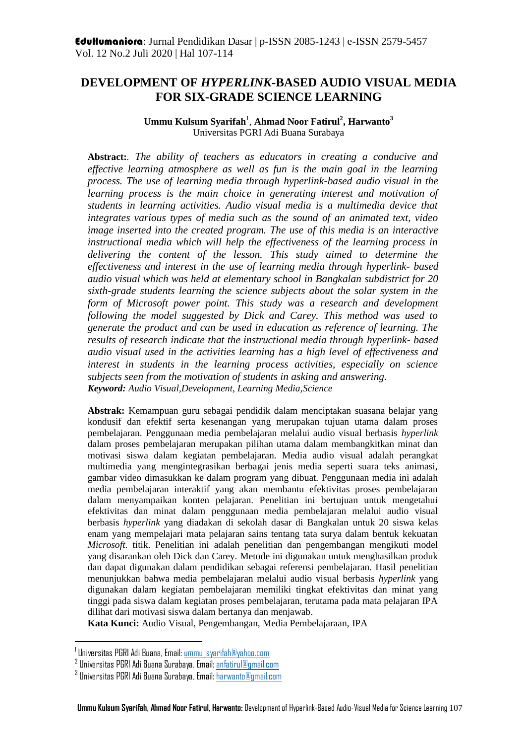# DEVELOPMENT OF *HYPERLINK*-BASED AUDIO VISUAL MEDIA FOR SIX-GRADE SCIENCE LEARNING

**Ummu Kulsum Syarifah**[1], **Ahmad Noor Fatirul**[2], **Harwanto**[3]
Universitas PGRI Adi Buana Surabaya

**Abstract:**. *The ability of teachers as educators in creating a conducive and effective learning atmosphere as well as fun is the main goal in the learning process. The use of learning media through hyperlink-based audio visual in the learning process is the main choice in generating interest and motivation of students in learning activities. Audio visual media is a multimedia device that integrates various types of media such as the sound of an animated text, video image inserted into the created program. The use of this media is an interactive instructional media which will help the effectiveness of the learning process in delivering the content of the lesson. This study aimed to determine the effectiveness and interest in the use of learning media through hyperlink- based audio visual which was held at elementary school in Bangkalan subdistrict for 20 sixth-grade students learning the science subjects about the solar system in the form of Microsoft power point. This study was a research and development following the model suggested by Dick and Carey. This method was used to generate the product and can be used in education as reference of learning. The results of research indicate that the instructional media through hyperlink- based audio visual used in the activities learning has a high level of effectiveness and interest in students in the learning process activities, especially on science subjects seen from the motivation of students in asking and answering.*
***Keyword:*** *Audio Visual,Development, Learning Media,Science*

**Abstrak:** Kemampuan guru sebagai pendidik dalam menciptakan suasana belajar yang kondusif dan efektif serta kesenangan yang merupakan tujuan utama dalam proses pembelajaran. Penggunaan media pembelajaran melalui audio visual berbasis *hyperlink* dalam proses pembelajaran merupakan pilihan utama dalam membangkitkan minat dan motivasi siswa dalam kegiatan pembelajaran. Media audio visual adalah perangkat multimedia yang mengintegrasikan berbagai jenis media seperti suara teks animasi, gambar video dimasukkan ke dalam program yang dibuat. Penggunaan media ini adalah media pembelajaran interaktif yang akan membantu efektivitas proses pembelajaran dalam menyampaikan konten pelajaran. Penelitian ini bertujuan untuk mengetahui efektivitas dan minat dalam penggunaan media pembelajaran melalui audio visual berbasis *hyperlink* yang diadakan di sekolah dasar di Bangkalan untuk 20 siswa kelas enam yang mempelajari mata pelajaran sains tentang tata surya dalam bentuk kekuatan *Microsoft.* titik. Penelitian ini adalah penelitian dan pengembangan mengikuti model yang disarankan oleh Dick dan Carey. Metode ini digunakan untuk menghasilkan produk dan dapat digunakan dalam pendidikan sebagai referensi pembelajaran. Hasil penelitian menunjukkan bahwa media pembelajaran melalui audio visual berbasis *hyperlink* yang digunakan dalam kegiatan pembelajaran memiliki tingkat efektivitas dan minat yang tinggi pada siswa dalam kegiatan proses pembelajaran, terutama pada mata pelajaran IPA dilihat dari motivasi siswa dalam bertanya dan menjawab.
**Kata Kunci:** Audio Visual, Pengembangan, Media Pembelajaraan, IPA

---

[1] Universitas PGRI Adi Buana, Email: ummu_syarifah@yahoo.com
[2] Universitas PGRI Adi Buana Surabaya, Email: anfatirul@gmail.com
[3] Universitas PGRI Adi Buana Surabaya, Email: harwanto@gmail.com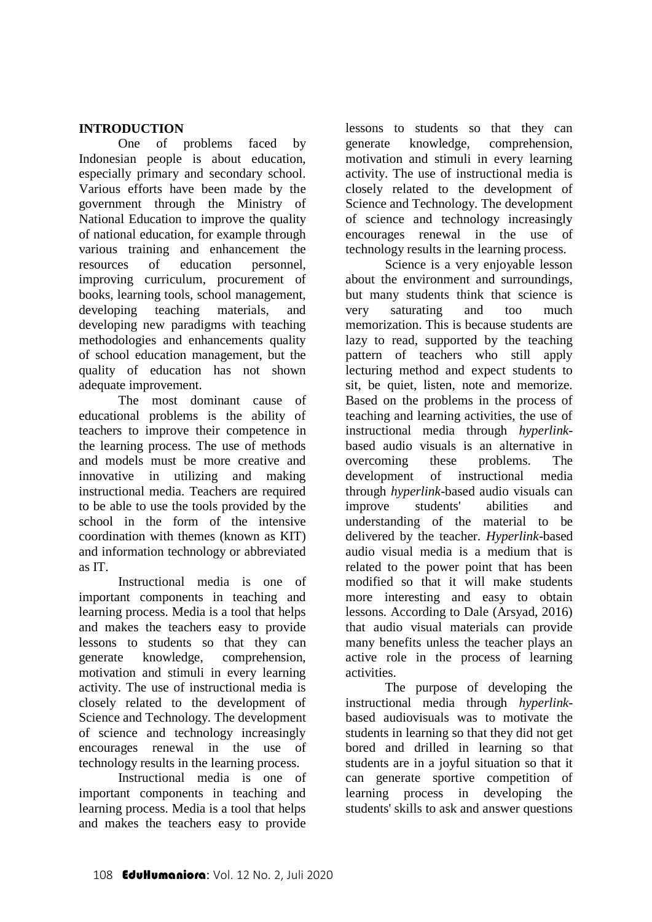## INTRODUCTION

One of problems faced by Indonesian people is about education, especially primary and secondary school. Various efforts have been made by the government through the Ministry of National Education to improve the quality of national education, for example through various training and enhancement the resources of education personnel, improving curriculum, procurement of books, learning tools, school management, developing teaching materials, and developing new paradigms with teaching methodologies and enhancements quality of school education management, but the quality of education has not shown adequate improvement.

The most dominant cause of educational problems is the ability of teachers to improve their competence in the learning process. The use of methods and models must be more creative and innovative in utilizing and making instructional media. Teachers are required to be able to use the tools provided by the school in the form of the intensive coordination with themes (known as KIT) and information technology or abbreviated as IT.

Instructional media is one of important components in teaching and learning process. Media is a tool that helps and makes the teachers easy to provide lessons to students so that they can generate knowledge, comprehension, motivation and stimuli in every learning activity. The use of instructional media is closely related to the development of Science and Technology. The development of science and technology increasingly encourages renewal in the use of technology results in the learning process.

Instructional media is one of important components in teaching and learning process. Media is a tool that helps and makes the teachers easy to provide lessons to students so that they can generate knowledge, comprehension, motivation and stimuli in every learning activity. The use of instructional media is closely related to the development of Science and Technology. The development of science and technology increasingly encourages renewal in the use of technology results in the learning process.

Science is a very enjoyable lesson about the environment and surroundings, but many students think that science is very saturating and too much memorization. This is because students are lazy to read, supported by the teaching pattern of teachers who still apply lecturing method and expect students to sit, be quiet, listen, note and memorize. Based on the problems in the process of teaching and learning activities, the use of instructional media through *hyperlink*-based audio visuals is an alternative in overcoming these problems. The development of instructional media through *hyperlink*-based audio visuals can improve students' abilities and understanding of the material to be delivered by the teacher. *Hyperlink*-based audio visual media is a medium that is related to the power point that has been modified so that it will make students more interesting and easy to obtain lessons. According to Dale (Arsyad, 2016) that audio visual materials can provide many benefits unless the teacher plays an active role in the process of learning activities.

The purpose of developing the instructional media through *hyperlink*-based audiovisuals was to motivate the students in learning so that they did not get bored and drilled in learning so that students are in a joyful situation so that it can generate sportive competition of learning process in developing the students' skills to ask and answer questions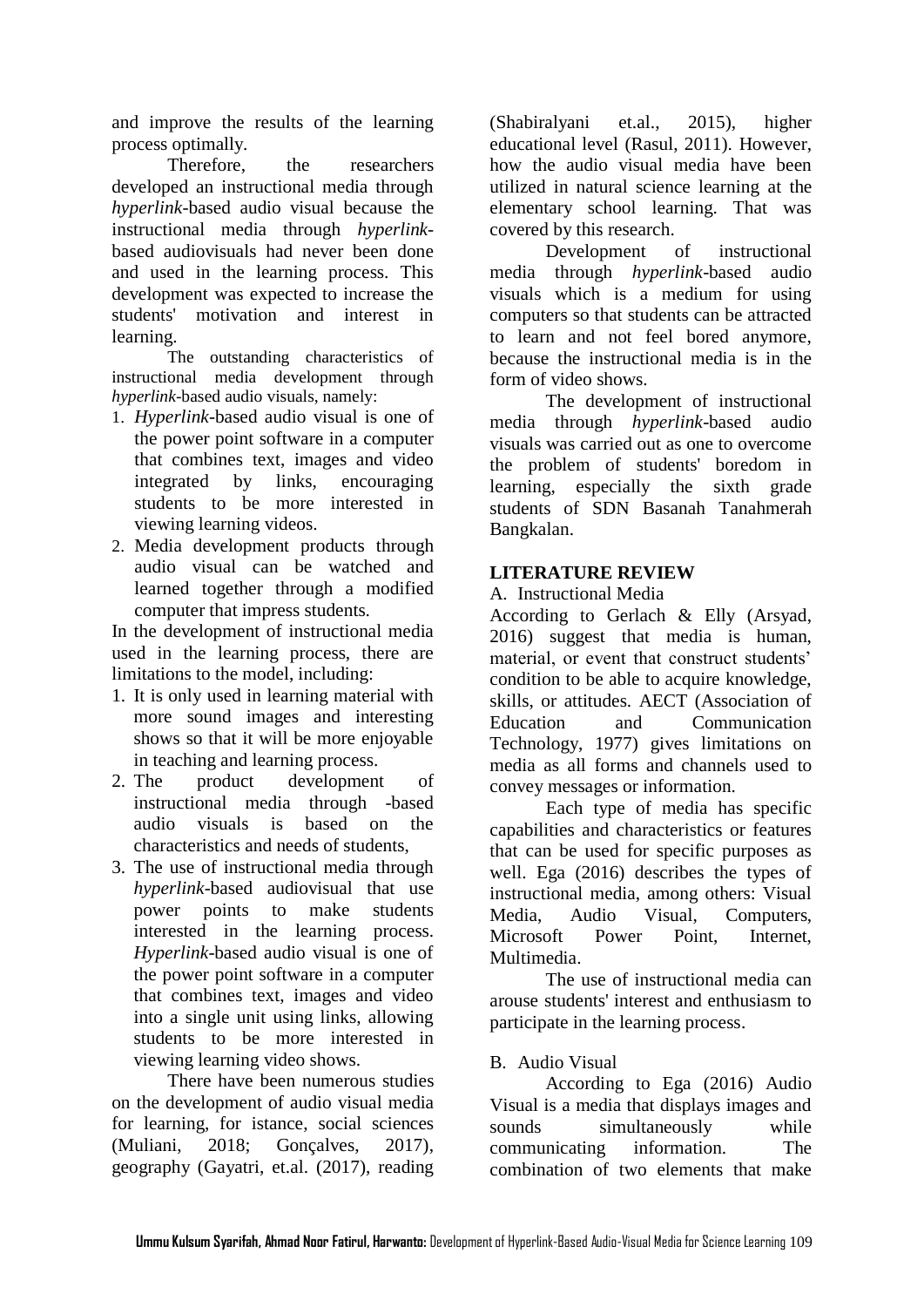and improve the results of the learning process optimally.

Therefore, the researchers developed an instructional media through *hyperlink*-based audio visual because the instructional media through *hyperlink*-based audiovisuals had never been done and used in the learning process. This development was expected to increase the students' motivation and interest in learning.

The outstanding characteristics of instructional media development through *hyperlink*-based audio visuals, namely:

1. *Hyperlink*-based audio visual is one of the power point software in a computer that combines text, images and video integrated by links, encouraging students to be more interested in viewing learning videos.
2. Media development products through audio visual can be watched and learned together through a modified computer that impress students.

In the development of instructional media used in the learning process, there are limitations to the model, including:

1. It is only used in learning material with more sound images and interesting shows so that it will be more enjoyable in teaching and learning process.
2. The product development of instructional media through -based audio visuals is based on the characteristics and needs of students,
3. The use of instructional media through *hyperlink*-based audiovisual that use power points to make students interested in the learning process. *Hyperlink*-based audio visual is one of the power point software in a computer that combines text, images and video into a single unit using links, allowing students to be more interested in viewing learning video shows.

There have been numerous studies on the development of audio visual media for learning, for istance, social sciences (Muliani, 2018; Gonçalves, 2017), geography (Gayatri, et.al. (2017), reading (Shabiralyani et.al., 2015), higher educational level (Rasul, 2011). However, how the audio visual media have been utilized in natural science learning at the elementary school learning. That was covered by this research.

Development of instructional media through *hyperlink*-based audio visuals which is a medium for using computers so that students can be attracted to learn and not feel bored anymore, because the instructional media is in the form of video shows.

The development of instructional media through *hyperlink*-based audio visuals was carried out as one to overcome the problem of students' boredom in learning, especially the sixth grade students of SDN Basanah Tanahmerah Bangkalan.

## LITERATURE REVIEW

### A. Instructional Media

According to Gerlach & Elly (Arsyad, 2016) suggest that media is human, material, or event that construct students' condition to be able to acquire knowledge, skills, or attitudes. AECT (Association of Education and Communication Technology, 1977) gives limitations on media as all forms and channels used to convey messages or information.

Each type of media has specific capabilities and characteristics or features that can be used for specific purposes as well. Ega (2016) describes the types of instructional media, among others: Visual Media, Audio Visual, Computers, Microsoft Power Point, Internet, Multimedia.

The use of instructional media can arouse students' interest and enthusiasm to participate in the learning process.

### B. Audio Visual

According to Ega (2016) Audio Visual is a media that displays images and sounds simultaneously while communicating information. The combination of two elements that make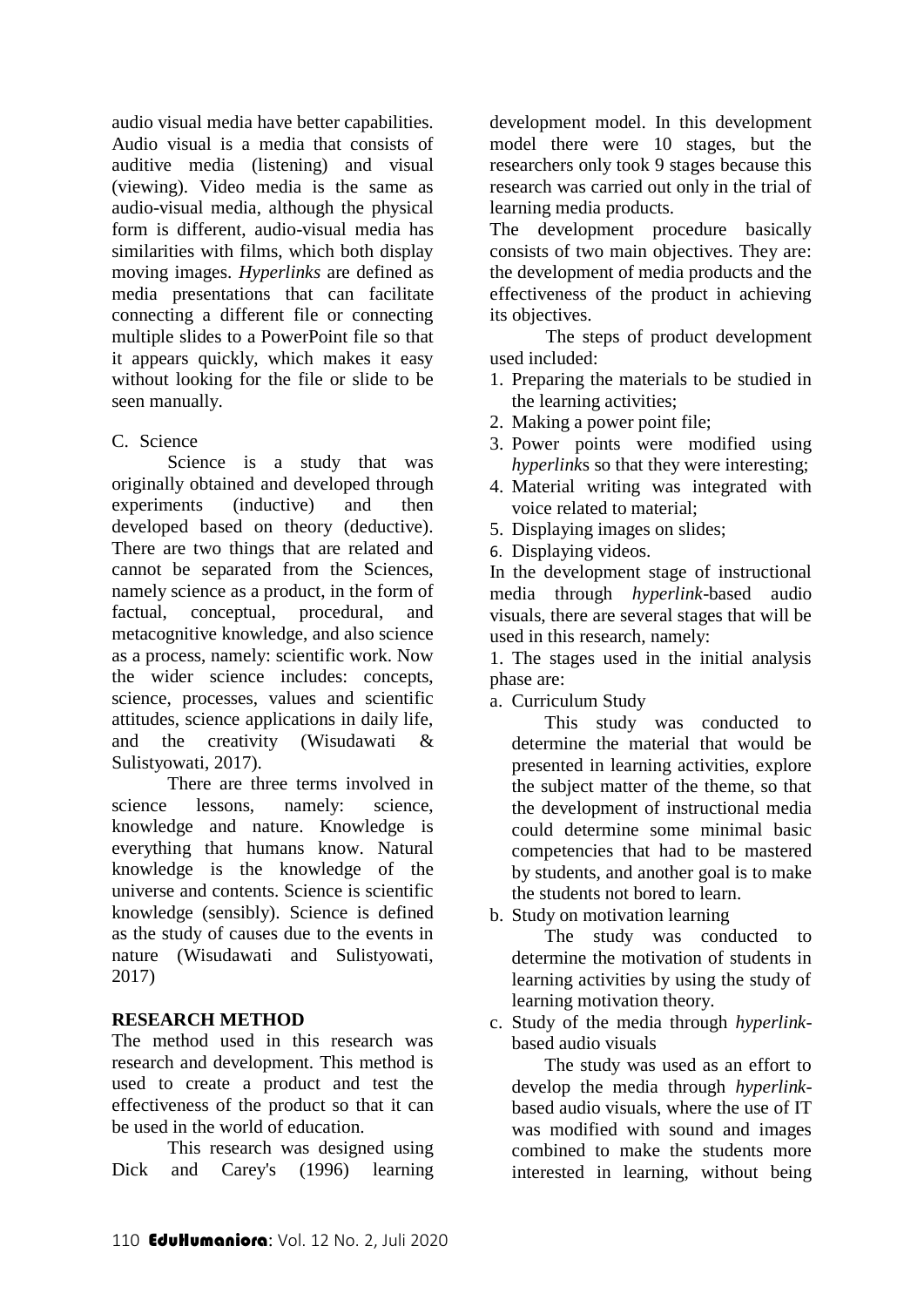audio visual media have better capabilities. Audio visual is a media that consists of auditive media (listening) and visual (viewing). Video media is the same as audio-visual media, although the physical form is different, audio-visual media has similarities with films, which both display moving images. *Hyperlinks* are defined as media presentations that can facilitate connecting a different file or connecting multiple slides to a PowerPoint file so that it appears quickly, which makes it easy without looking for the file or slide to be seen manually.

C. Science

Science is a study that was originally obtained and developed through experiments (inductive) and then developed based on theory (deductive). There are two things that are related and cannot be separated from the Sciences, namely science as a product, in the form of factual, conceptual, procedural, and metacognitive knowledge, and also science as a process, namely: scientific work. Now the wider science includes: concepts, science, processes, values and scientific attitudes, science applications in daily life, and the creativity (Wisudawati & Sulistyowati, 2017).

There are three terms involved in science lessons, namely: science, knowledge and nature. Knowledge is everything that humans know. Natural knowledge is the knowledge of the universe and contents. Science is scientific knowledge (sensibly). Science is defined as the study of causes due to the events in nature (Wisudawati and Sulistyowati, 2017)

## RESEARCH METHOD

The method used in this research was research and development. This method is used to create a product and test the effectiveness of the product so that it can be used in the world of education.

This research was designed using Dick and Carey's (1996) learning development model. In this development model there were 10 stages, but the researchers only took 9 stages because this research was carried out only in the trial of learning media products.

The development procedure basically consists of two main objectives. They are: the development of media products and the effectiveness of the product in achieving its objectives.

The steps of product development used included:

1. Preparing the materials to be studied in the learning activities;
2. Making a power point file;
3. Power points were modified using *hyperlink*s so that they were interesting;
4. Material writing was integrated with voice related to material;
5. Displaying images on slides;
6. Displaying videos.

In the development stage of instructional media through *hyperlink*-based audio visuals, there are several stages that will be used in this research, namely:

1. The stages used in the initial analysis phase are:

a. Curriculum Study

This study was conducted to determine the material that would be presented in learning activities, explore the subject matter of the theme, so that the development of instructional media could determine some minimal basic competencies that had to be mastered by students, and another goal is to make the students not bored to learn.

b. Study on motivation learning

The study was conducted to determine the motivation of students in learning activities by using the study of learning motivation theory.

c. Study of the media through *hyperlink*-based audio visuals

The study was used as an effort to develop the media through *hyperlink*-based audio visuals, where the use of IT was modified with sound and images combined to make the students more interested in learning, without being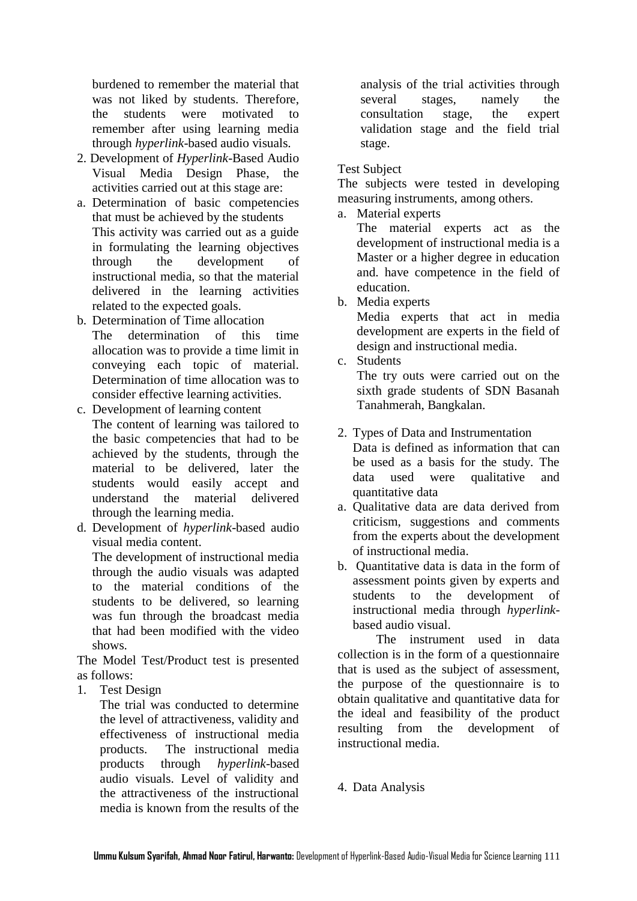burdened to remember the material that was not liked by students. Therefore, the students were motivated to remember after using learning media through *hyperlink*-based audio visuals.

2. Development of *Hyperlink*-Based Audio Visual Media Design Phase, the activities carried out at this stage are:

a. Determination of basic competencies that must be achieved by the students

   This activity was carried out as a guide in formulating the learning objectives through the development of instructional media, so that the material delivered in the learning activities related to the expected goals.

b. Determination of Time allocation

   The determination of this time allocation was to provide a time limit in conveying each topic of material. Determination of time allocation was to consider effective learning activities.

c. Development of learning content

   The content of learning was tailored to the basic competencies that had to be achieved by the students, through the material to be delivered, later the students would easily accept and understand the material delivered through the learning media.

d. Development of *hyperlink*-based audio visual media content.

   The development of instructional media through the audio visuals was adapted to the material conditions of the students to be delivered, so learning was fun through the broadcast media that had been modified with the video shows.

The Model Test/Product test is presented as follows:

1. Test Design

   The trial was conducted to determine the level of attractiveness, validity and effectiveness of instructional media products. The instructional media products through *hyperlink*-based audio visuals. Level of validity and the attractiveness of the instructional media is known from the results of the analysis of the trial activities through several stages, namely the consultation stage, the expert validation stage and the field trial stage.

Test Subject

The subjects were tested in developing measuring instruments, among others.

a. Material experts

   The material experts act as the development of instructional media is a Master or a higher degree in education and. have competence in the field of education.

b. Media experts

   Media experts that act in media development are experts in the field of design and instructional media.

c. Students

   The try outs were carried out on the sixth grade students of SDN Basanah Tanahmerah, Bangkalan.

2. Types of Data and Instrumentation

   Data is defined as information that can be used as a basis for the study. The data used were qualitative and quantitative data

a. Qualitative data are data derived from criticism, suggestions and comments from the experts about the development of instructional media.

b. Quantitative data is data in the form of assessment points given by experts and students to the development of instructional media through *hyperlink*-based audio visual.

The instrument used in data collection is in the form of a questionnaire that is used as the subject of assessment, the purpose of the questionnaire is to obtain qualitative and quantitative data for the ideal and feasibility of the product resulting from the development of instructional media.

4. Data Analysis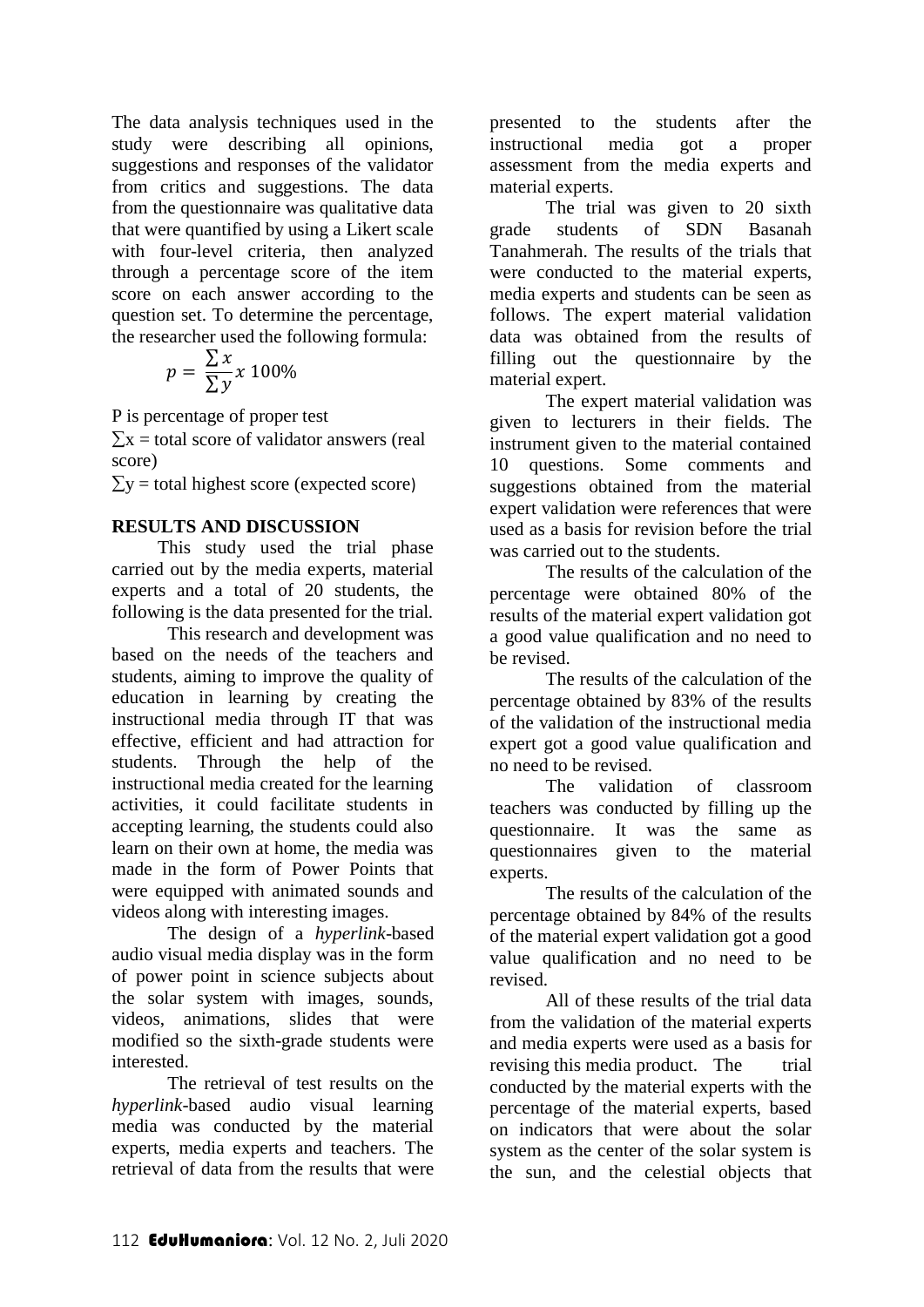The data analysis techniques used in the study were describing all opinions, suggestions and responses of the validator from critics and suggestions. The data from the questionnaire was qualitative data that were quantified by using a Likert scale with four-level criteria, then analyzed through a percentage score of the item score on each answer according to the question set. To determine the percentage, the researcher used the following formula:

$$p = \frac{\sum x}{\sum y} x\ 100\%$$

P is percentage of proper test

$\sum x$ = total score of validator answers (real score)

$\sum y$ = total highest score (expected score)

## RESULTS AND DISCUSSION

This study used the trial phase carried out by the media experts, material experts and a total of 20 students, the following is the data presented for the trial.

This research and development was based on the needs of the teachers and students, aiming to improve the quality of education in learning by creating the instructional media through IT that was effective, efficient and had attraction for students. Through the help of the instructional media created for the learning activities, it could facilitate students in accepting learning, the students could also learn on their own at home, the media was made in the form of Power Points that were equipped with animated sounds and videos along with interesting images.

The design of a *hyperlink*-based audio visual media display was in the form of power point in science subjects about the solar system with images, sounds, videos, animations, slides that were modified so the sixth-grade students were interested.

The retrieval of test results on the *hyperlink*-based audio visual learning media was conducted by the material experts, media experts and teachers. The retrieval of data from the results that were presented to the students after the instructional media got a proper assessment from the media experts and material experts.

The trial was given to 20 sixth grade students of SDN Basanah Tanahmerah. The results of the trials that were conducted to the material experts, media experts and students can be seen as follows. The expert material validation data was obtained from the results of filling out the questionnaire by the material expert.

The expert material validation was given to lecturers in their fields. The instrument given to the material contained 10 questions. Some comments and suggestions obtained from the material expert validation were references that were used as a basis for revision before the trial was carried out to the students.

The results of the calculation of the percentage were obtained 80% of the results of the material expert validation got a good value qualification and no need to be revised.

The results of the calculation of the percentage obtained by 83% of the results of the validation of the instructional media expert got a good value qualification and no need to be revised.

The validation of classroom teachers was conducted by filling up the questionnaire. It was the same as questionnaires given to the material experts.

The results of the calculation of the percentage obtained by 84% of the results of the material expert validation got a good value qualification and no need to be revised.

All of these results of the trial data from the validation of the material experts and media experts were used as a basis for revising this media product. The trial conducted by the material experts with the percentage of the material experts, based on indicators that were about the solar system as the center of the solar system is the sun, and the celestial objects that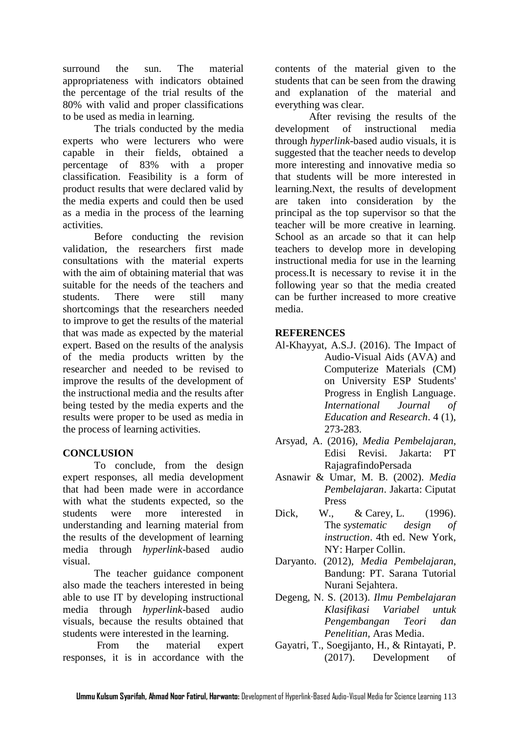surround the sun. The material appropriateness with indicators obtained the percentage of the trial results of the 80% with valid and proper classifications to be used as media in learning.

The trials conducted by the media experts who were lecturers who were capable in their fields, obtained a percentage of 83% with a proper classification. Feasibility is a form of product results that were declared valid by the media experts and could then be used as a media in the process of the learning activities.

Before conducting the revision validation, the researchers first made consultations with the material experts with the aim of obtaining material that was suitable for the needs of the teachers and students. There were still many shortcomings that the researchers needed to improve to get the results of the material that was made as expected by the material expert. Based on the results of the analysis of the media products written by the researcher and needed to be revised to improve the results of the development of the instructional media and the results after being tested by the media experts and the results were proper to be used as media in the process of learning activities.

## CONCLUSION

To conclude, from the design expert responses, all media development that had been made were in accordance with what the students expected, so the students were more interested in understanding and learning material from the results of the development of learning media through *hyperlink*-based audio visual.

The teacher guidance component also made the teachers interested in being able to use IT by developing instructional media through *hyperlink*-based audio visuals, because the results obtained that students were interested in the learning.

From the material expert responses, it is in accordance with the contents of the material given to the students that can be seen from the drawing and explanation of the material and everything was clear.

After revising the results of the development of instructional media through *hyperlink*-based audio visuals, it is suggested that the teacher needs to develop more interesting and innovative media so that students will be more interested in learning.Next, the results of development are taken into consideration by the principal as the top supervisor so that the teacher will be more creative in learning. School as an arcade so that it can help teachers to develop more in developing instructional media for use in the learning process.It is necessary to revise it in the following year so that the media created can be further increased to more creative media.

## REFERENCES

Al-Khayyat, A.S.J. (2016). The Impact of Audio-Visual Aids (AVA) and Computerize Materials (CM) on University ESP Students' Progress in English Language. *International Journal of Education and Research*. 4 (1), 273-283.

Arsyad, A. (2016), *Media Pembelajaran*, Edisi Revisi. Jakarta: PT RajagrafindoPersada

Asnawir & Umar, M. B. (2002). *Media Pembelajaran*. Jakarta: Ciputat Press

Dick, W., & Carey, L. (1996). The *systematic design of instruction*. 4th ed. New York, NY: Harper Collin.

Daryanto. (2012), *Media Pembelajaran*, Bandung: PT. Sarana Tutorial Nurani Sejahtera.

Degeng, N. S. (2013). *Ilmu Pembelajaran Klasifikasi Variabel untuk Pengembangan Teori dan Penelitian*, Aras Media.

Gayatri, T., Soegijanto, H., & Rintayati, P. (2017). Development of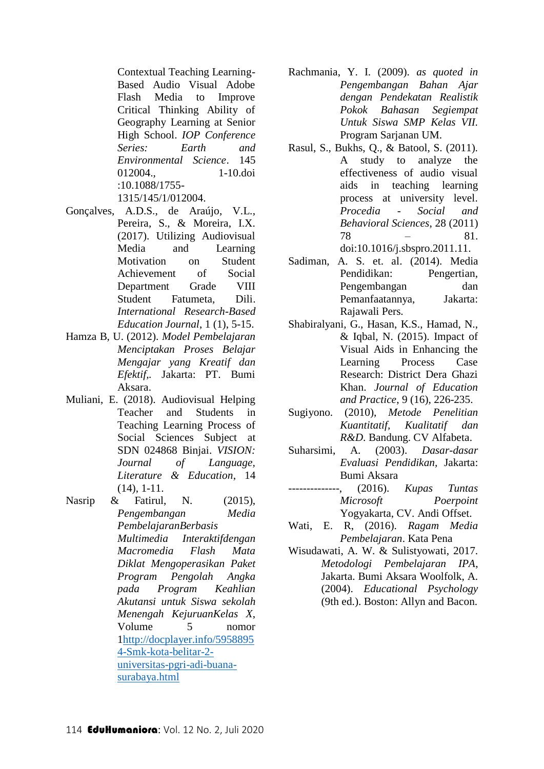Contextual Teaching Learning-Based Audio Visual Adobe Flash Media to Improve Critical Thinking Ability of Geography Learning at Senior High School. *IOP Conference Series: Earth and Environmental Science*. 145 012004., 1-10.doi :10.1088/1755-1315/145/1/012004.

Gonçalves, A.D.S., de Araújo, V.L., Pereira, S., & Moreira, I.X. (2017). Utilizing Audiovisual Media and Learning Motivation on Student Achievement of Social Department Grade VIII Student Fatumeta, Dili. *International Research-Based Education Journal*, 1 (1), 5-15.

Hamza B, U. (2012). *Model Pembelajaran Menciptakan Proses Belajar Mengajar yang Kreatif dan Efektif,*. Jakarta: PT. Bumi Aksara.

Muliani, E. (2018). Audiovisual Helping Teacher and Students in Teaching Learning Process of Social Sciences Subject at SDN 024868 Binjai. *VISION: Journal of Language, Literature & Education*, 14 (14), 1-11.

Nasrip & Fatirul, N. (2015), *Pengembangan Media PembelajaranBerbasis Multimedia Interaktifdengan Macromedia Flash Mata Diklat Mengoperasikan Paket Program Pengolah Angka pada Program Keahlian Akutansi untuk Siswa sekolah Menengah KejuruanKelas X*, Volume 5 nomor 1http://docplayer.info/59588954-Smk-kota-belitar-2-universitas-pgri-adi-buana-surabaya.html

Rachmania, Y. I. (2009). *as quoted in Pengembangan Bahan Ajar dengan Pendekatan Realistik Pokok Bahasan Segiempat Untuk Siswa SMP Kelas VII.* Program Sarjanan UM.

Rasul, S., Bukhs, Q., & Batool, S. (2011). A study to analyze the effectiveness of audio visual aids in teaching learning process at university level. *Procedia - Social and Behavioral Sciences*, 28 (2011) 78 – 81. doi:10.1016/j.sbspro.2011.11.

Sadiman, A. S. et. al. (2014). Media Pendidikan: Pengertian, Pengembangan dan Pemanfaatannya, Jakarta: Rajawali Pers.

Shabiralyani, G., Hasan, K.S., Hamad, N., & Iqbal, N. (2015). Impact of Visual Aids in Enhancing the Learning Process Case Research: District Dera Ghazi Khan. *Journal of Education and Practice*, 9 (16), 226-235.

Sugiyono. (2010), *Metode Penelitian Kuantitatif, Kualitatif dan R&D*. Bandung. CV Alfabeta.

Suharsimi, A. (2003). *Dasar-dasar Evaluasi Pendidikan*, Jakarta: Bumi Aksara

--------------, (2016). *Kupas Tuntas Microsoft Poerpoint* Yogyakarta, CV. Andi Offset.

Wati, E. R, (2016). *Ragam Media Pembelajaran*. Kata Pena

Wisudawati, A. W. & Sulistyowati, 2017. *Metodologi Pembelajaran IPA*, Jakarta. Bumi Aksara Woolfolk, A. (2004). *Educational Psychology* (9th ed.). Boston: Allyn and Bacon.